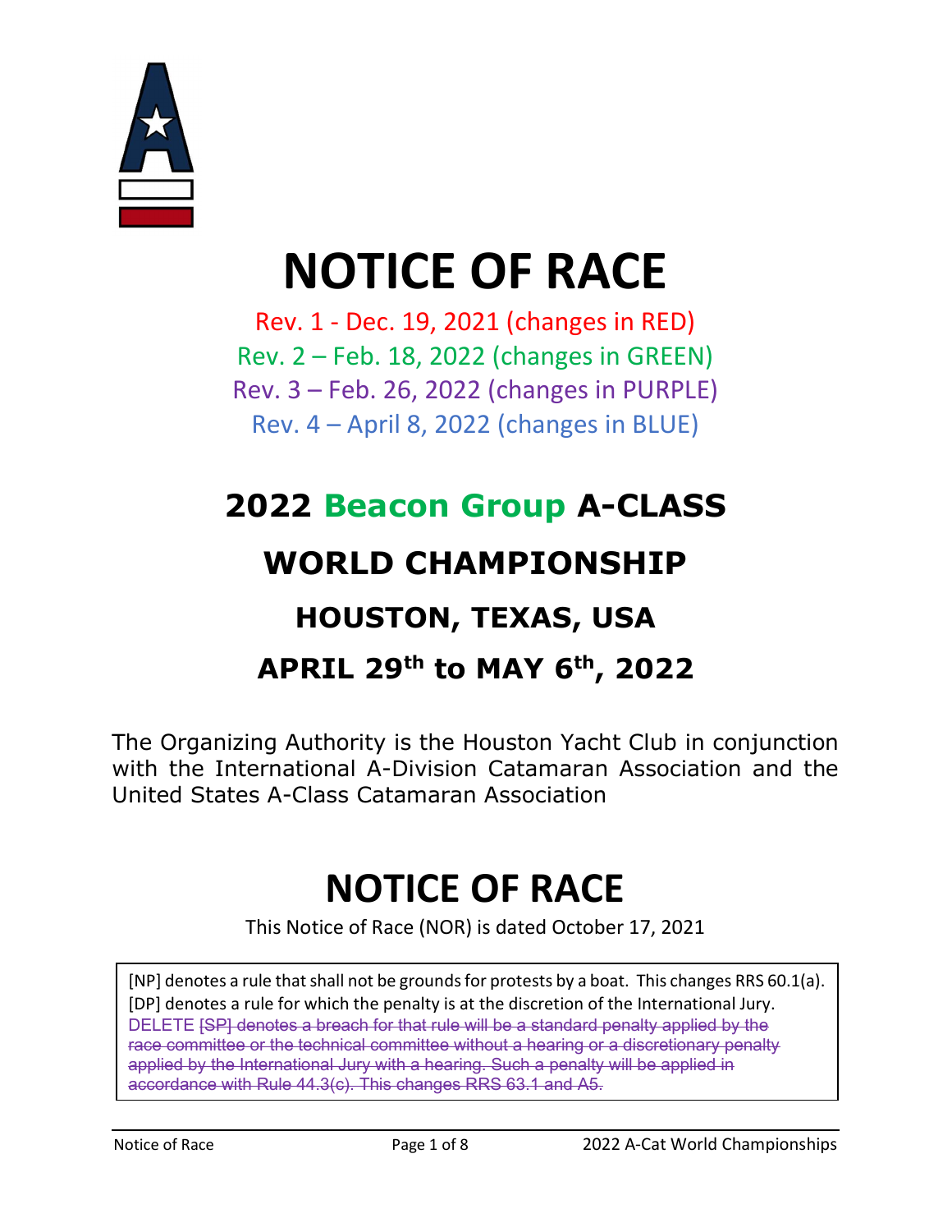# NOTICE OF RACE

Rev. 1 - Dec. 19, 2021 (changes in RED)

Rev. 2 – Feb. 18, 2022 (changes in GREEN)

Rev. 3 – Feb. 26, 2022 (changes in PURPLE)

Rev. 4 – April 8, 2022 (changes in BLUE)

## 2022 Beacon Group A-CLASS

## WORLD CHAMPIONSHIP

### HOUSTON, TEXAS, USA

### APRIL 29th to MAY 6th, 2022

The Organizing Authority is the Houston Yacht Club in conjunction with the International A-Division Catamaran Association and the United States A-Class Catamaran Association

# NOTICE OF RACE

This Notice of Race (NOR) is dated October 17, 2021

[NP] denotes a rule that shall not be grounds for protests by a boat. This changes RRS 60.1(a).
[DP] denotes a rule for which the penalty is at the discretion of the International Jury.
DELETE ~~[SP] denotes a breach for that rule will be a standard penalty applied by the race committee or the technical committee without a hearing or a discretionary penalty applied by the International Jury with a hearing. Such a penalty will be applied in accordance with Rule 44.3(c). This changes RRS 63.1 and A5.~~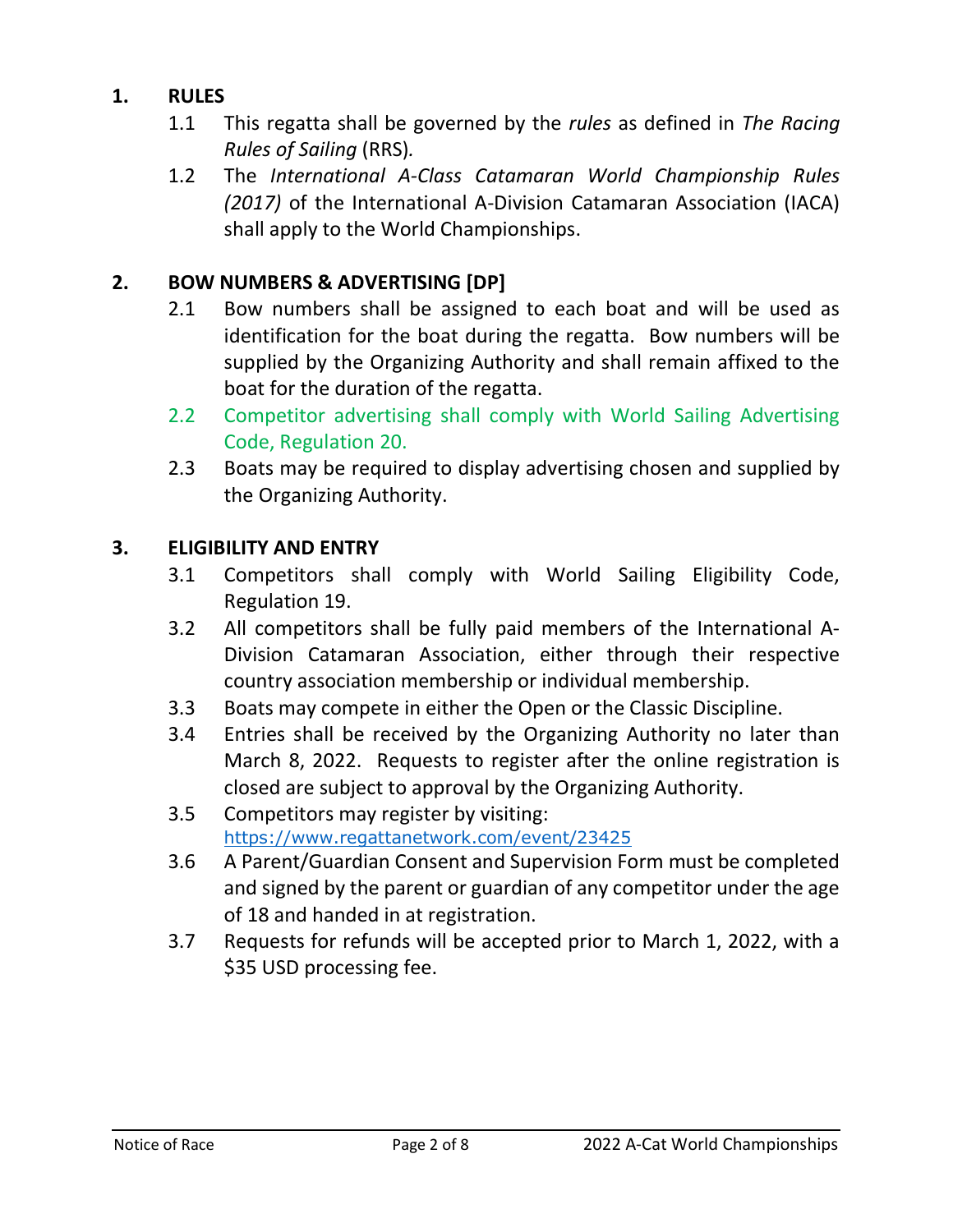## 1. RULES

1.1 This regatta shall be governed by the *rules* as defined in *The Racing Rules of Sailing* (RRS).

1.2 The *International A-Class Catamaran World Championship Rules (2017)* of the International A-Division Catamaran Association (IACA) shall apply to the World Championships.

## 2. BOW NUMBERS & ADVERTISING [DP]

2.1 Bow numbers shall be assigned to each boat and will be used as identification for the boat during the regatta. Bow numbers will be supplied by the Organizing Authority and shall remain affixed to the boat for the duration of the regatta.

2.2 Competitor advertising shall comply with World Sailing Advertising Code, Regulation 20.

2.3 Boats may be required to display advertising chosen and supplied by the Organizing Authority.

## 3. ELIGIBILITY AND ENTRY

3.1 Competitors shall comply with World Sailing Eligibility Code, Regulation 19.

3.2 All competitors shall be fully paid members of the International A-Division Catamaran Association, either through their respective country association membership or individual membership.

3.3 Boats may compete in either the Open or the Classic Discipline.

3.4 Entries shall be received by the Organizing Authority no later than March 8, 2022. Requests to register after the online registration is closed are subject to approval by the Organizing Authority.

3.5 Competitors may register by visiting: https://www.regattanetwork.com/event/23425

3.6 A Parent/Guardian Consent and Supervision Form must be completed and signed by the parent or guardian of any competitor under the age of 18 and handed in at registration.

3.7 Requests for refunds will be accepted prior to March 1, 2022, with a $35 USD processing fee.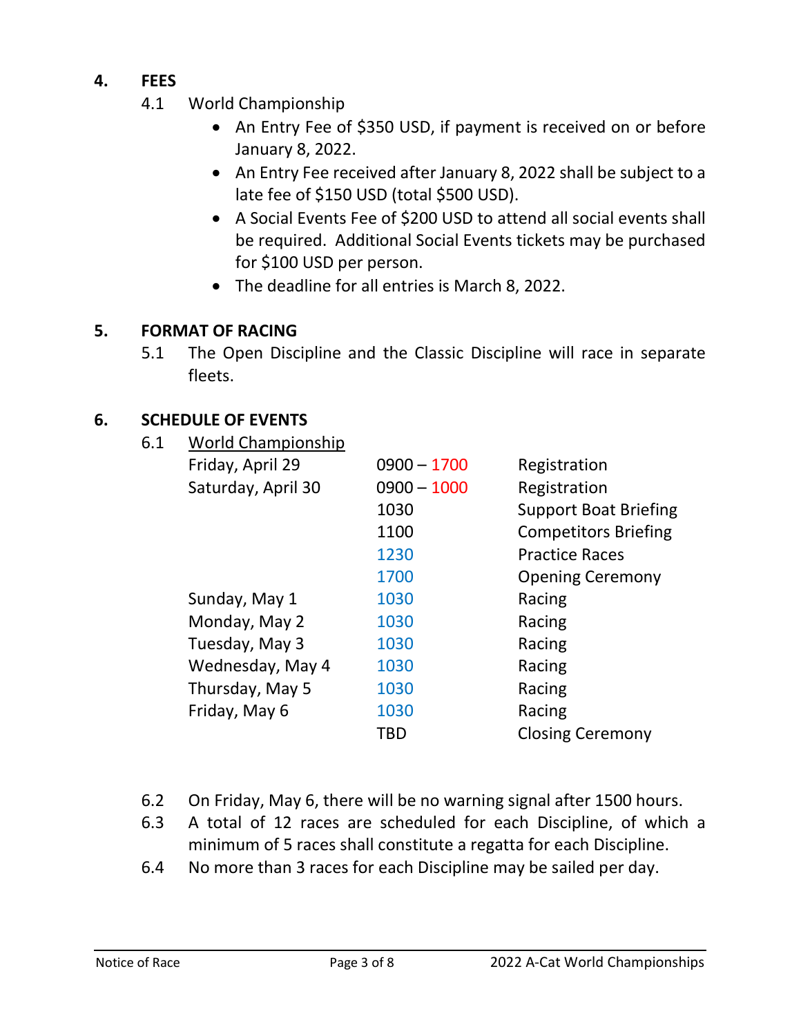## 4. FEES

4.1 World Championship

- An Entry Fee of $350 USD, if payment is received on or before January 8, 2022.
- An Entry Fee received after January 8, 2022 shall be subject to a late fee of $150 USD (total $500 USD).
- A Social Events Fee of $200 USD to attend all social events shall be required. Additional Social Events tickets may be purchased for $100 USD per person.
- The deadline for all entries is March 8, 2022.

## 5. FORMAT OF RACING

5.1 The Open Discipline and the Classic Discipline will race in separate fleets.

## 6. SCHEDULE OF EVENTS

6.1 <u>World Championship</u>

| Day | Time | Event |
|---|---|---|
| Friday, April 29 | 0900 – 1700 | Registration |
| Saturday, April 30 | 0900 – 1000 | Registration |
| | 1030 | Support Boat Briefing |
| | 1100 | Competitors Briefing |
| | 1230 | Practice Races |
| | 1700 | Opening Ceremony |
| Sunday, May 1 | 1030 | Racing |
| Monday, May 2 | 1030 | Racing |
| Tuesday, May 3 | 1030 | Racing |
| Wednesday, May 4 | 1030 | Racing |
| Thursday, May 5 | 1030 | Racing |
| Friday, May 6 | 1030 | Racing |
| | TBD | Closing Ceremony |

6.2 On Friday, May 6, there will be no warning signal after 1500 hours.

6.3 A total of 12 races are scheduled for each Discipline, of which a minimum of 5 races shall constitute a regatta for each Discipline.

6.4 No more than 3 races for each Discipline may be sailed per day.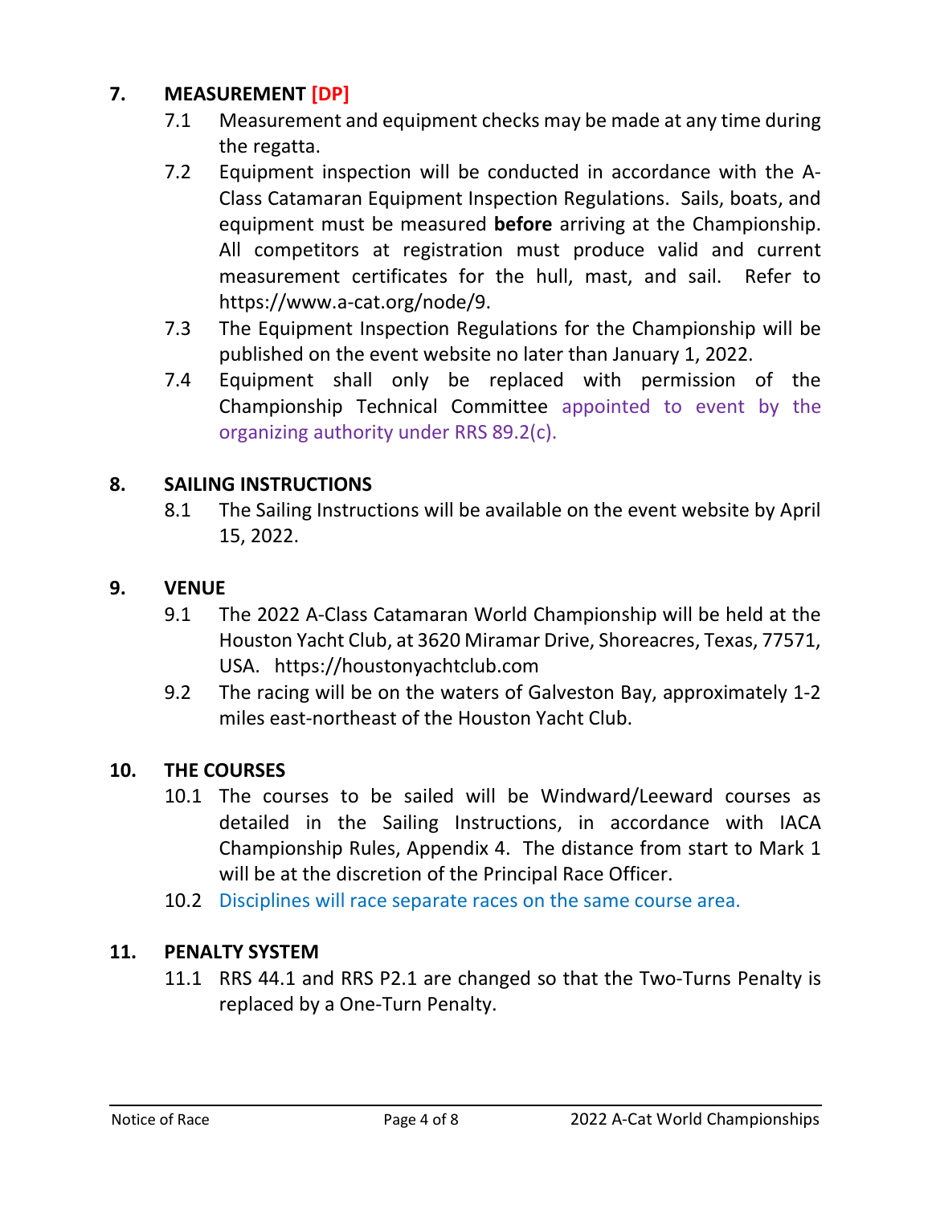## 7. MEASUREMENT [DP]

7.1 Measurement and equipment checks may be made at any time during the regatta.

7.2 Equipment inspection will be conducted in accordance with the A-Class Catamaran Equipment Inspection Regulations. Sails, boats, and equipment must be measured **before** arriving at the Championship. All competitors at registration must produce valid and current measurement certificates for the hull, mast, and sail. Refer to https://www.a-cat.org/node/9.

7.3 The Equipment Inspection Regulations for the Championship will be published on the event website no later than January 1, 2022.

7.4 Equipment shall only be replaced with permission of the Championship Technical Committee appointed to event by the organizing authority under RRS 89.2(c).

## 8. SAILING INSTRUCTIONS

8.1 The Sailing Instructions will be available on the event website by April 15, 2022.

## 9. VENUE

9.1 The 2022 A-Class Catamaran World Championship will be held at the Houston Yacht Club, at 3620 Miramar Drive, Shoreacres, Texas, 77571, USA. https://houstonyachtclub.com

9.2 The racing will be on the waters of Galveston Bay, approximately 1-2 miles east-northeast of the Houston Yacht Club.

## 10. THE COURSES

10.1 The courses to be sailed will be Windward/Leeward courses as detailed in the Sailing Instructions, in accordance with IACA Championship Rules, Appendix 4. The distance from start to Mark 1 will be at the discretion of the Principal Race Officer.

10.2 Disciplines will race separate races on the same course area.

## 11. PENALTY SYSTEM

11.1 RRS 44.1 and RRS P2.1 are changed so that the Two-Turns Penalty is replaced by a One-Turn Penalty.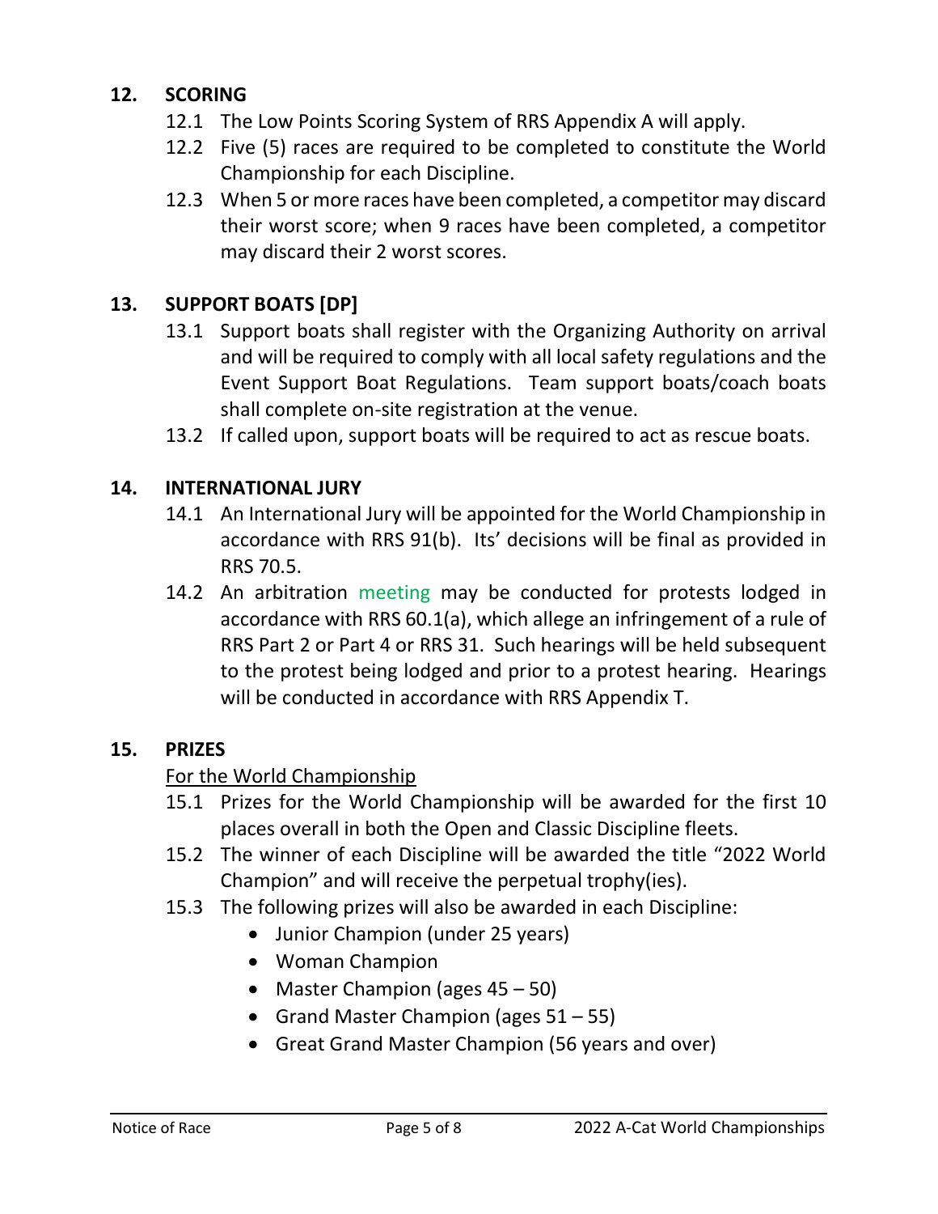## 12. SCORING

12.1 The Low Points Scoring System of RRS Appendix A will apply.

12.2 Five (5) races are required to be completed to constitute the World Championship for each Discipline.

12.3 When 5 or more races have been completed, a competitor may discard their worst score; when 9 races have been completed, a competitor may discard their 2 worst scores.

## 13. SUPPORT BOATS [DP]

13.1 Support boats shall register with the Organizing Authority on arrival and will be required to comply with all local safety regulations and the Event Support Boat Regulations. Team support boats/coach boats shall complete on-site registration at the venue.

13.2 If called upon, support boats will be required to act as rescue boats.

## 14. INTERNATIONAL JURY

14.1 An International Jury will be appointed for the World Championship in accordance with RRS 91(b). Its' decisions will be final as provided in RRS 70.5.

14.2 An arbitration meeting may be conducted for protests lodged in accordance with RRS 60.1(a), which allege an infringement of a rule of RRS Part 2 or Part 4 or RRS 31. Such hearings will be held subsequent to the protest being lodged and prior to a protest hearing. Hearings will be conducted in accordance with RRS Appendix T.

## 15. PRIZES

For the World Championship

15.1 Prizes for the World Championship will be awarded for the first 10 places overall in both the Open and Classic Discipline fleets.

15.2 The winner of each Discipline will be awarded the title "2022 World Champion" and will receive the perpetual trophy(ies).

15.3 The following prizes will also be awarded in each Discipline:

- Junior Champion (under 25 years)
- Woman Champion
- Master Champion (ages 45 – 50)
- Grand Master Champion (ages 51 – 55)
- Great Grand Master Champion (56 years and over)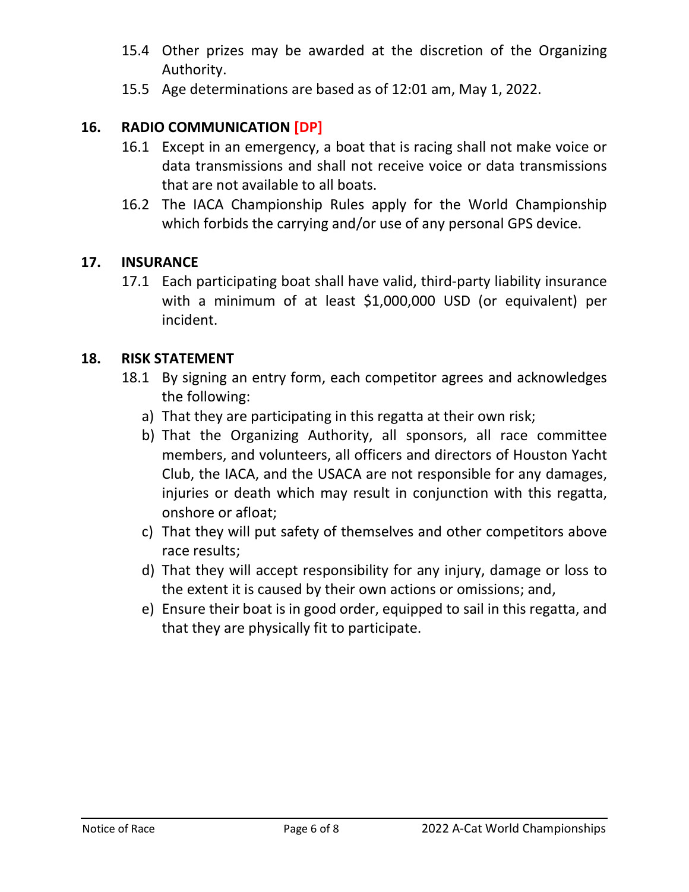15.4 Other prizes may be awarded at the discretion of the Organizing Authority.

15.5 Age determinations are based as of 12:01 am, May 1, 2022.

## 16. RADIO COMMUNICATION [DP]

16.1 Except in an emergency, a boat that is racing shall not make voice or data transmissions and shall not receive voice or data transmissions that are not available to all boats.

16.2 The IACA Championship Rules apply for the World Championship which forbids the carrying and/or use of any personal GPS device.

## 17. INSURANCE

17.1 Each participating boat shall have valid, third-party liability insurance with a minimum of at least $1,000,000 USD (or equivalent) per incident.

## 18. RISK STATEMENT

18.1 By signing an entry form, each competitor agrees and acknowledges the following:

a) That they are participating in this regatta at their own risk;

b) That the Organizing Authority, all sponsors, all race committee members, and volunteers, all officers and directors of Houston Yacht Club, the IACA, and the USACA are not responsible for any damages, injuries or death which may result in conjunction with this regatta, onshore or afloat;

c) That they will put safety of themselves and other competitors above race results;

d) That they will accept responsibility for any injury, damage or loss to the extent it is caused by their own actions or omissions; and,

e) Ensure their boat is in good order, equipped to sail in this regatta, and that they are physically fit to participate.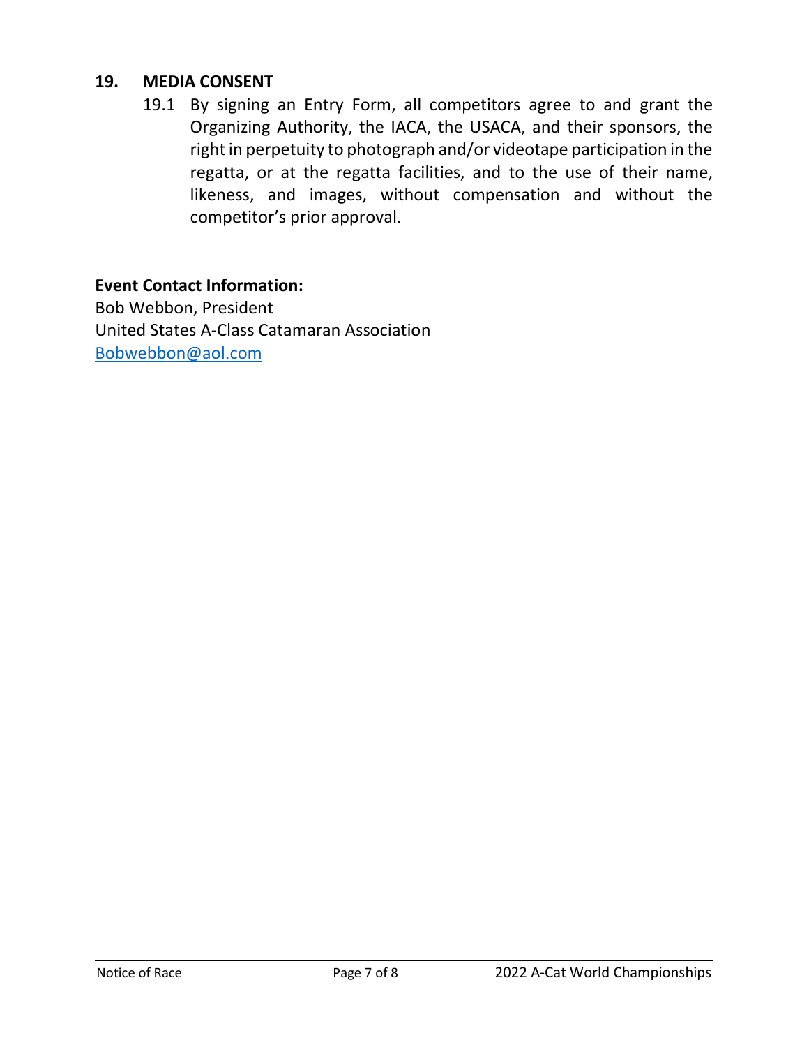## 19. MEDIA CONSENT

19.1 By signing an Entry Form, all competitors agree to and grant the Organizing Authority, the IACA, the USACA, and their sponsors, the right in perpetuity to photograph and/or videotape participation in the regatta, or at the regatta facilities, and to the use of their name, likeness, and images, without compensation and without the competitor's prior approval.

**Event Contact Information:**
Bob Webbon, President
United States A-Class Catamaran Association
Bobwebbon@aol.com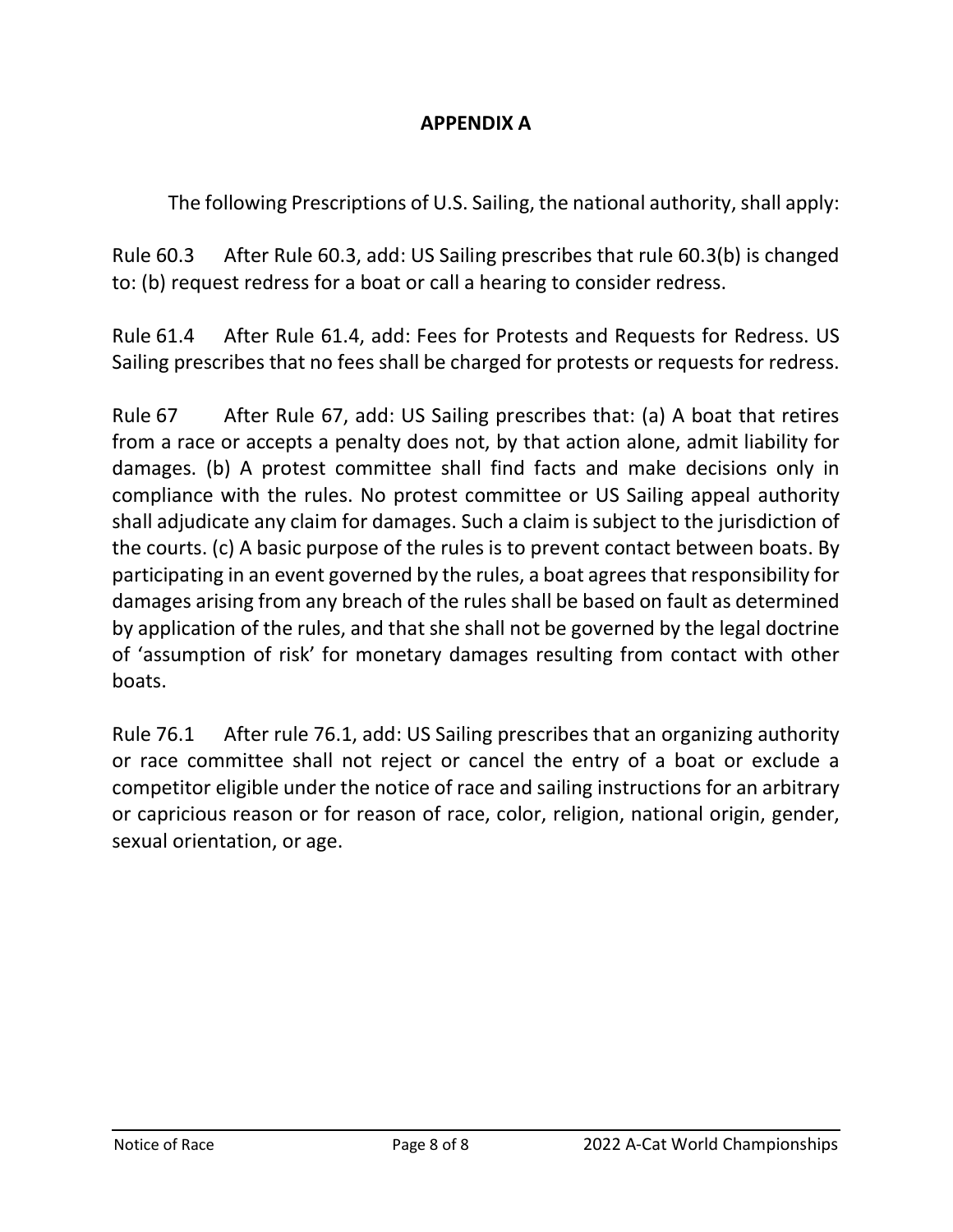## APPENDIX A

The following Prescriptions of U.S. Sailing, the national authority, shall apply:

Rule 60.3 After Rule 60.3, add: US Sailing prescribes that rule 60.3(b) is changed to: (b) request redress for a boat or call a hearing to consider redress.

Rule 61.4 After Rule 61.4, add: Fees for Protests and Requests for Redress. US Sailing prescribes that no fees shall be charged for protests or requests for redress.

Rule 67 After Rule 67, add: US Sailing prescribes that: (a) A boat that retires from a race or accepts a penalty does not, by that action alone, admit liability for damages. (b) A protest committee shall find facts and make decisions only in compliance with the rules. No protest committee or US Sailing appeal authority shall adjudicate any claim for damages. Such a claim is subject to the jurisdiction of the courts. (c) A basic purpose of the rules is to prevent contact between boats. By participating in an event governed by the rules, a boat agrees that responsibility for damages arising from any breach of the rules shall be based on fault as determined by application of the rules, and that she shall not be governed by the legal doctrine of 'assumption of risk' for monetary damages resulting from contact with other boats.

Rule 76.1 After rule 76.1, add: US Sailing prescribes that an organizing authority or race committee shall not reject or cancel the entry of a boat or exclude a competitor eligible under the notice of race and sailing instructions for an arbitrary or capricious reason or for reason of race, color, religion, national origin, gender, sexual orientation, or age.